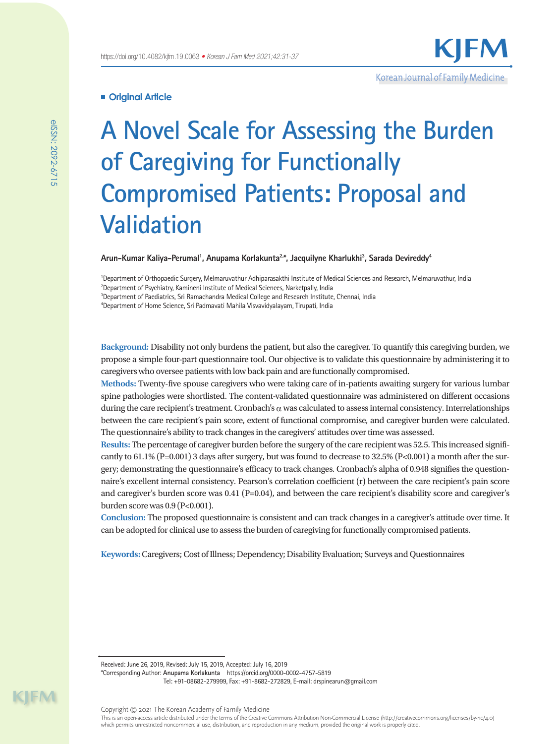**Original Article**

# A Novel Scale for Assessing the Burden of Caregiving for Functionally Compromised Patients: Proposal and Validation

**Arun-Kumar Kaliya-Perumal[1], Anupama Korlakunta[2,*], Jacquilyne Kharlukhi[3], Sarada Devireddy[4]**

[1]Department of Orthopaedic Surgery, Melmaruvathur Adhiparasakthi Institute of Medical Sciences and Research, Melmaruvathur, India
[2]Department of Psychiatry, Kamineni Institute of Medical Sciences, Narketpally, India
[3]Department of Paediatrics, Sri Ramachandra Medical College and Research Institute, Chennai, India
[4]Department of Home Science, Sri Padmavati Mahila Visvavidyalayam, Tirupati, India

**Background:** Disability not only burdens the patient, but also the caregiver. To quantify this caregiving burden, we propose a simple four-part questionnaire tool. Our objective is to validate this questionnaire by administering it to caregivers who oversee patients with low back pain and are functionally compromised.

**Methods:** Twenty-five spouse caregivers who were taking care of in-patients awaiting surgery for various lumbar spine pathologies were shortlisted. The content-validated questionnaire was administered on different occasions during the care recipient's treatment. Cronbach's $\alpha$ was calculated to assess internal consistency. Interrelationships between the care recipient's pain score, extent of functional compromise, and caregiver burden were calculated. The questionnaire's ability to track changes in the caregivers' attitudes over time was assessed.

**Results:** The percentage of caregiver burden before the surgery of the care recipient was 52.5. This increased significantly to 61.1% (P=0.001) 3 days after surgery, but was found to decrease to 32.5% (P<0.001) a month after the surgery; demonstrating the questionnaire's efficacy to track changes. Cronbach's alpha of 0.948 signifies the questionnaire's excellent internal consistency. Pearson's correlation coefficient (r) between the care recipient's pain score and caregiver's burden score was 0.41 (P=0.04), and between the care recipient's disability score and caregiver's burden score was 0.9 (P<0.001).

**Conclusion:** The proposed questionnaire is consistent and can track changes in a caregiver's attitude over time. It can be adopted for clinical use to assess the burden of caregiving for functionally compromised patients.

**Keywords:** Caregivers; Cost of Illness; Dependency; Disability Evaluation; Surveys and Questionnaires

Received: June 26, 2019, Revised: July 15, 2019, Accepted: July 16, 2019
*Corresponding Author: **Anupama Korlakunta** https://orcid.org/0000-0002-4757-5819
Tel: +91-08682-279999, Fax: +91-8682-272829, E-mail: drspinearun@gmail.com

Copyright © 2021 The Korean Academy of Family Medicine
This is an open-access article distributed under the terms of the Creative Commons Attribution Non-Commercial License (http://creativecommons.org/licenses/by-nc/4.0) which permits unrestricted noncommercial use, distribution, and reproduction in any medium, provided the original work is properly cited.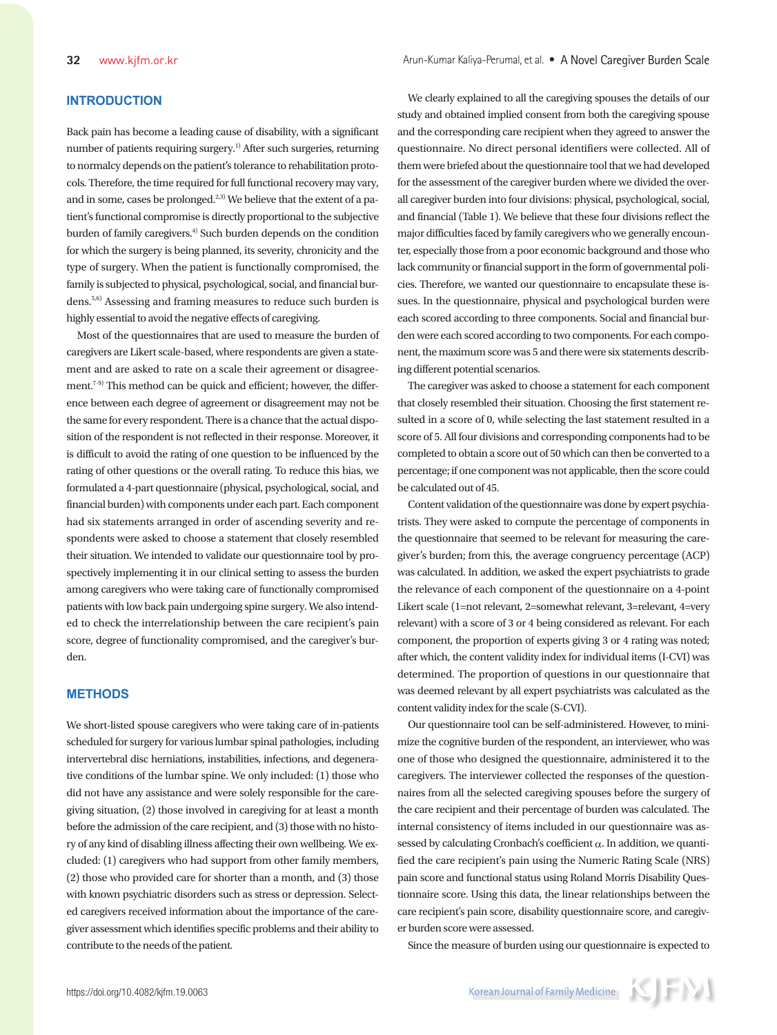## INTRODUCTION

Back pain has become a leading cause of disability, with a significant number of patients requiring surgery.[1] After such surgeries, returning to normalcy depends on the patient's tolerance to rehabilitation protocols. Therefore, the time required for full functional recovery may vary, and in some, cases be prolonged.[2,3] We believe that the extent of a patient's functional compromise is directly proportional to the subjective burden of family caregivers.[4] Such burden depends on the condition for which the surgery is being planned, its severity, chronicity and the type of surgery. When the patient is functionally compromised, the family is subjected to physical, psychological, social, and financial burdens.[5,6] Assessing and framing measures to reduce such burden is highly essential to avoid the negative effects of caregiving.

Most of the questionnaires that are used to measure the burden of caregivers are Likert scale-based, where respondents are given a statement and are asked to rate on a scale their agreement or disagreement.[7-9] This method can be quick and efficient; however, the difference between each degree of agreement or disagreement may not be the same for every respondent. There is a chance that the actual disposition of the respondent is not reflected in their response. Moreover, it is difficult to avoid the rating of one question to be influenced by the rating of other questions or the overall rating. To reduce this bias, we formulated a 4-part questionnaire (physical, psychological, social, and financial burden) with components under each part. Each component had six statements arranged in order of ascending severity and respondents were asked to choose a statement that closely resembled their situation. We intended to validate our questionnaire tool by prospectively implementing it in our clinical setting to assess the burden among caregivers who were taking care of functionally compromised patients with low back pain undergoing spine surgery. We also intended to check the interrelationship between the care recipient's pain score, degree of functionality compromised, and the caregiver's burden.

## METHODS

We short-listed spouse caregivers who were taking care of in-patients scheduled for surgery for various lumbar spinal pathologies, including intervertebral disc herniations, instabilities, infections, and degenerative conditions of the lumbar spine. We only included: (1) those who did not have any assistance and were solely responsible for the caregiving situation, (2) those involved in caregiving for at least a month before the admission of the care recipient, and (3) those with no history of any kind of disabling illness affecting their own wellbeing. We excluded: (1) caregivers who had support from other family members, (2) those who provided care for shorter than a month, and (3) those with known psychiatric disorders such as stress or depression. Selected caregivers received information about the importance of the caregiver assessment which identifies specific problems and their ability to contribute to the needs of the patient.

We clearly explained to all the caregiving spouses the details of our study and obtained implied consent from both the caregiving spouse and the corresponding care recipient when they agreed to answer the questionnaire. No direct personal identifiers were collected. All of them were briefed about the questionnaire tool that we had developed for the assessment of the caregiver burden where we divided the overall caregiver burden into four divisions: physical, psychological, social, and financial (Table 1). We believe that these four divisions reflect the major difficulties faced by family caregivers who we generally encounter, especially those from a poor economic background and those who lack community or financial support in the form of governmental policies. Therefore, we wanted our questionnaire to encapsulate these issues. In the questionnaire, physical and psychological burden were each scored according to three components. Social and financial burden were each scored according to two components. For each component, the maximum score was 5 and there were six statements describing different potential scenarios.

The caregiver was asked to choose a statement for each component that closely resembled their situation. Choosing the first statement resulted in a score of 0, while selecting the last statement resulted in a score of 5. All four divisions and corresponding components had to be completed to obtain a score out of 50 which can then be converted to a percentage; if one component was not applicable, then the score could be calculated out of 45.

Content validation of the questionnaire was done by expert psychiatrists. They were asked to compute the percentage of components in the questionnaire that seemed to be relevant for measuring the caregiver's burden; from this, the average congruency percentage (ACP) was calculated. In addition, we asked the expert psychiatrists to grade the relevance of each component of the questionnaire on a 4-point Likert scale (1=not relevant, 2=somewhat relevant, 3=relevant, 4=very relevant) with a score of 3 or 4 being considered as relevant. For each component, the proportion of experts giving 3 or 4 rating was noted; after which, the content validity index for individual items (I-CVI) was determined. The proportion of questions in our questionnaire that was deemed relevant by all expert psychiatrists was calculated as the content validity index for the scale (S-CVI).

Our questionnaire tool can be self-administered. However, to minimize the cognitive burden of the respondent, an interviewer, who was one of those who designed the questionnaire, administered it to the caregivers. The interviewer collected the responses of the questionnaires from all the selected caregiving spouses before the surgery of the care recipient and their percentage of burden was calculated. The internal consistency of items included in our questionnaire was assessed by calculating Cronbach's coefficient $\alpha$. In addition, we quantified the care recipient's pain using the Numeric Rating Scale (NRS) pain score and functional status using Roland Morris Disability Questionnaire score. Using this data, the linear relationships between the care recipient's pain score, disability questionnaire score, and caregiver burden score were assessed.

Since the measure of burden using our questionnaire is expected to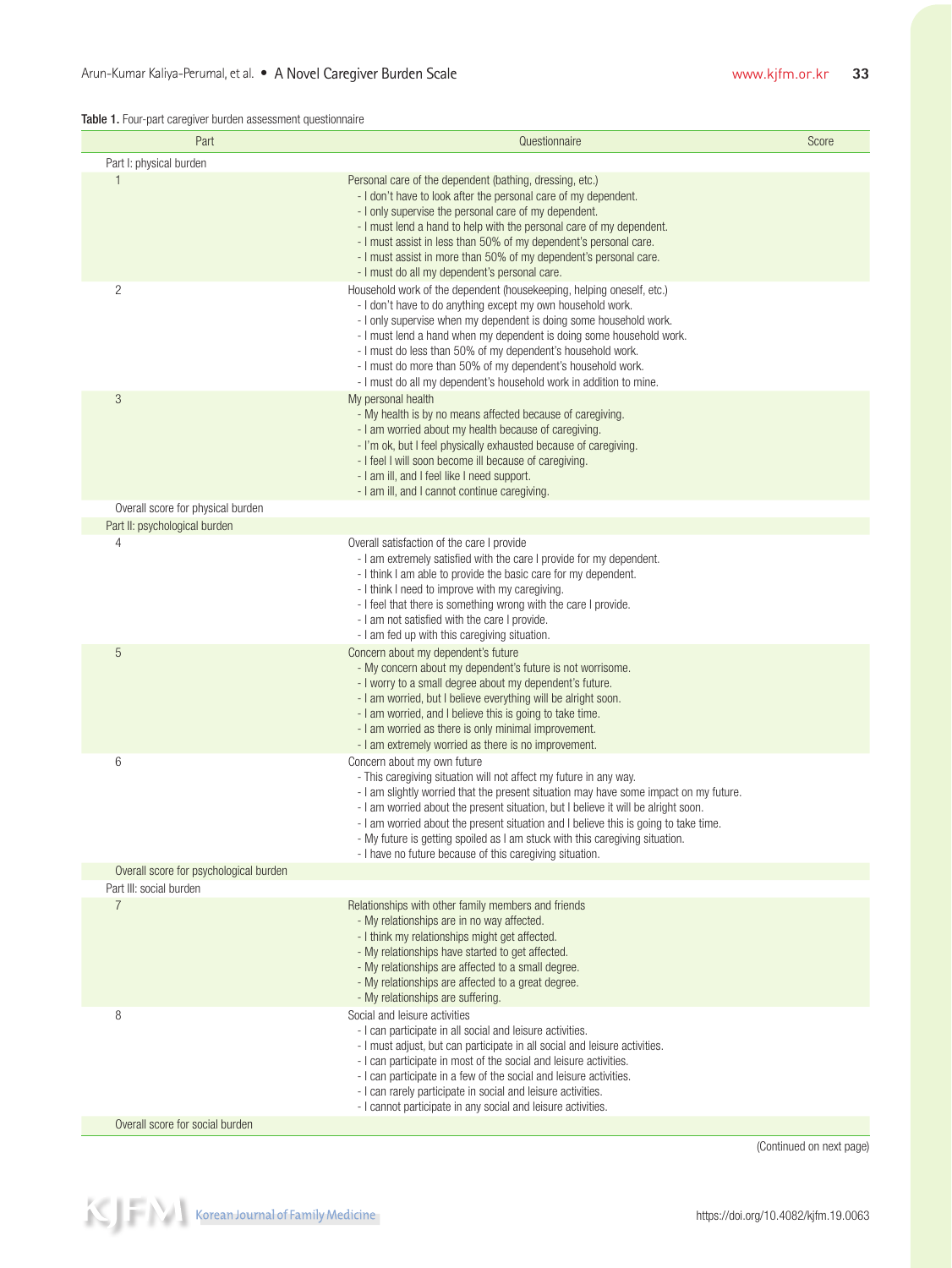**Table 1.** Four-part caregiver burden assessment questionnaire

| Part | Questionnaire | Score |
|---|---|---|
| Part I: physical burden | | |
| 1 | Personal care of the dependent (bathing, dressing, etc.)<br>- I don't have to look after the personal care of my dependent.<br>- I only supervise the personal care of my dependent.<br>- I must lend a hand to help with the personal care of my dependent.<br>- I must assist in less than 50% of my dependent's personal care.<br>- I must assist in more than 50% of my dependent's personal care.<br>- I must do all my dependent's personal care. | |
| 2 | Household work of the dependent (housekeeping, helping oneself, etc.)<br>- I don't have to do anything except my own household work.<br>- I only supervise when my dependent is doing some household work.<br>- I must lend a hand when my dependent is doing some household work.<br>- I must do less than 50% of my dependent's household work.<br>- I must do more than 50% of my dependent's household work.<br>- I must do all my dependent's household work in addition to mine. | |
| 3 | My personal health<br>- My health is by no means affected because of caregiving.<br>- I am worried about my health because of caregiving.<br>- I'm ok, but I feel physically exhausted because of caregiving.<br>- I feel I will soon become ill because of caregiving.<br>- I am ill, and I feel like I need support.<br>- I am ill, and I cannot continue caregiving. | |
| Overall score for physical burden | | |
| Part II: psychological burden | | |
| 4 | Overall satisfaction of the care I provide<br>- I am extremely satisfied with the care I provide for my dependent.<br>- I think I am able to provide the basic care for my dependent.<br>- I think I need to improve with my caregiving.<br>- I feel that there is something wrong with the care I provide.<br>- I am not satisfied with the care I provide.<br>- I am fed up with this caregiving situation. | |
| 5 | Concern about my dependent's future<br>- My concern about my dependent's future is not worrisome.<br>- I worry to a small degree about my dependent's future.<br>- I am worried, but I believe everything will be alright soon.<br>- I am worried, and I believe this is going to take time.<br>- I am worried as there is only minimal improvement.<br>- I am extremely worried as there is no improvement. | |
| 6 | Concern about my own future<br>- This caregiving situation will not affect my future in any way.<br>- I am slightly worried that the present situation may have some impact on my future.<br>- I am worried about the present situation, but I believe it will be alright soon.<br>- I am worried about the present situation and I believe this is going to take time.<br>- My future is getting spoiled as I am stuck with this caregiving situation.<br>- I have no future because of this caregiving situation. | |
| Overall score for psychological burden | | |
| Part III: social burden | | |
| 7 | Relationships with other family members and friends<br>- My relationships are in no way affected.<br>- I think my relationships might get affected.<br>- My relationships have started to get affected.<br>- My relationships are affected to a small degree.<br>- My relationships are affected to a great degree.<br>- My relationships are suffering. | |
| 8 | Social and leisure activities<br>- I can participate in all social and leisure activities.<br>- I must adjust, but can participate in all social and leisure activities.<br>- I can participate in most of the social and leisure activities.<br>- I can participate in a few of the social and leisure activities.<br>- I can rarely participate in social and leisure activities.<br>- I cannot participate in any social and leisure activities. | |
| Overall score for social burden | | |

(Continued on next page)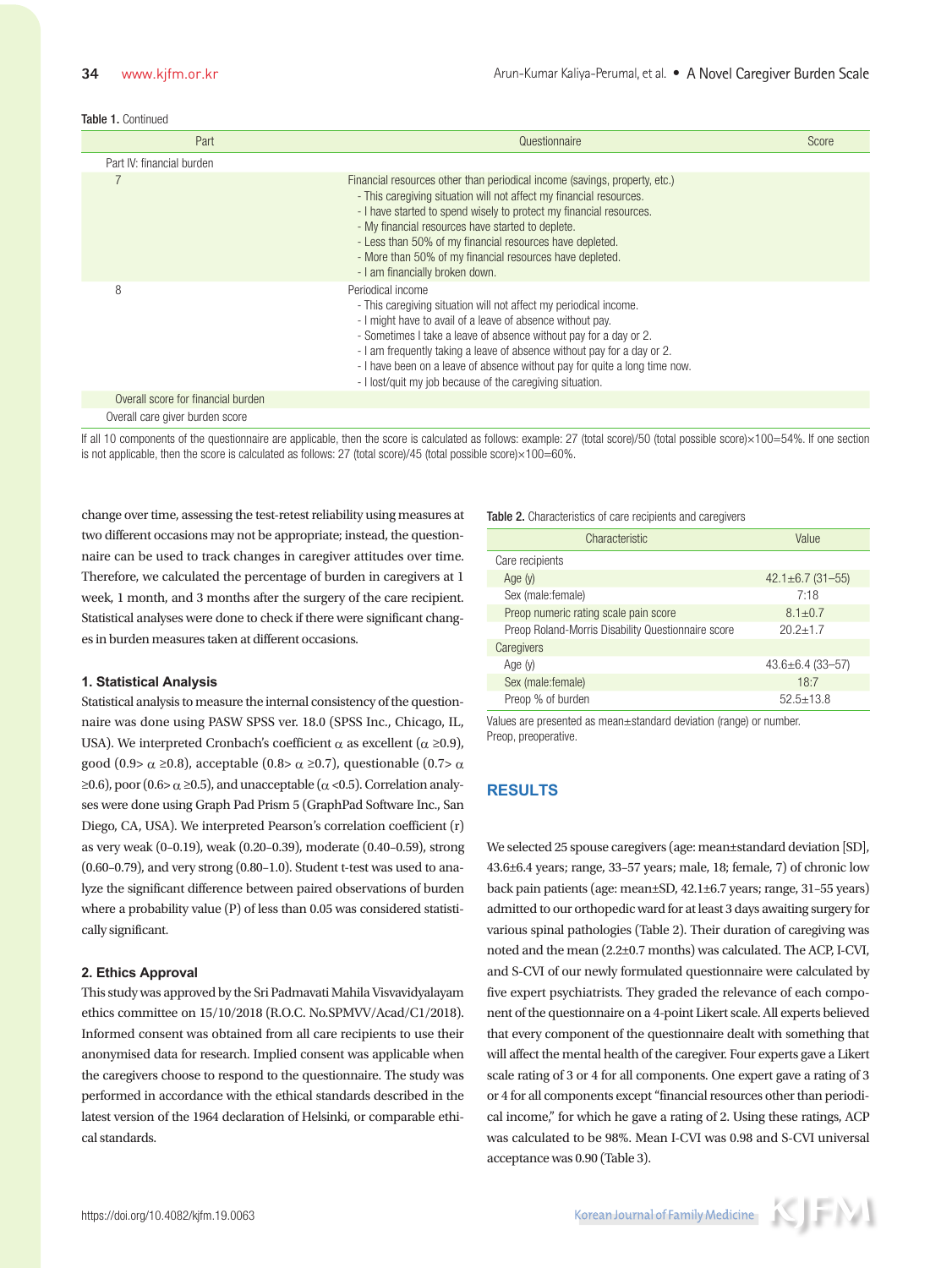Table 1. Continued

| Part | Questionnaire | Score |
|---|---|---|
| Part IV: financial burden | | |
| 7 | Financial resources other than periodical income (savings, property, etc.)<br>- This caregiving situation will not affect my financial resources.<br>- I have started to spend wisely to protect my financial resources.<br>- My financial resources have started to deplete.<br>- Less than 50% of my financial resources have depleted.<br>- More than 50% of my financial resources have depleted.<br>- I am financially broken down. | |
| 8 | Periodical income<br>- This caregiving situation will not affect my periodical income.<br>- I might have to avail of a leave of absence without pay.<br>- Sometimes I take a leave of absence without pay for a day or 2.<br>- I am frequently taking a leave of absence without pay for a day or 2.<br>- I have been on a leave of absence without pay for quite a long time now.<br>- I lost/quit my job because of the caregiving situation. | |
| Overall score for financial burden | | |
| Overall care giver burden score | | |

If all 10 components of the questionnaire are applicable, then the score is calculated as follows: example: 27 (total score)/50 (total possible score)×100=54%. If one section is not applicable, then the score is calculated as follows: 27 (total score)/45 (total possible score)×100=60%.

change over time, assessing the test-retest reliability using measures at two different occasions may not be appropriate; instead, the questionnaire can be used to track changes in caregiver attitudes over time. Therefore, we calculated the percentage of burden in caregivers at 1 week, 1 month, and 3 months after the surgery of the care recipient. Statistical analyses were done to check if there were significant changes in burden measures taken at different occasions.

### 1. Statistical Analysis

Statistical analysis to measure the internal consistency of the questionnaire was done using PASW SPSS ver. 18.0 (SPSS Inc., Chicago, IL, USA). We interpreted Cronbach's coefficient $\alpha$ as excellent ($\alpha \geq 0.9$), good ($0.9 > \alpha \geq 0.8$), acceptable ($0.8 > \alpha \geq 0.7$), questionable ($0.7 > \alpha \geq 0.6$), poor ($0.6 > \alpha \geq 0.5$), and unacceptable ($\alpha < 0.5$). Correlation analyses were done using Graph Pad Prism 5 (GraphPad Software Inc., San Diego, CA, USA). We interpreted Pearson's correlation coefficient (r) as very weak (0–0.19), weak (0.20–0.39), moderate (0.40–0.59), strong (0.60–0.79), and very strong (0.80–1.0). Student t-test was used to analyze the significant difference between paired observations of burden where a probability value (P) of less than 0.05 was considered statistically significant.

### 2. Ethics Approval

This study was approved by the Sri Padmavati Mahila Visvavidyalayam ethics committee on 15/10/2018 (R.O.C. No.SPMVV/Acad/C1/2018). Informed consent was obtained from all care recipients to use their anonymised data for research. Implied consent was applicable when the caregivers choose to respond to the questionnaire. The study was performed in accordance with the ethical standards described in the latest version of the 1964 declaration of Helsinki, or comparable ethical standards.

Table 2. Characteristics of care recipients and caregivers

| Characteristic | Value |
|---|---|
| Care recipients | |
| Age (y) | 42.1±6.7 (31–55) |
| Sex (male:female) | 7:18 |
| Preop numeric rating scale pain score | 8.1±0.7 |
| Preop Roland-Morris Disability Questionnaire score | 20.2±1.7 |
| Caregivers | |
| Age (y) | 43.6±6.4 (33–57) |
| Sex (male:female) | 18:7 |
| Preop % of burden | 52.5±13.8 |

Values are presented as mean±standard deviation (range) or number.
Preop, preoperative.

## RESULTS

We selected 25 spouse caregivers (age: mean±standard deviation [SD], 43.6±6.4 years; range, 33–57 years; male, 18; female, 7) of chronic low back pain patients (age: mean±SD, 42.1±6.7 years; range, 31–55 years) admitted to our orthopedic ward for at least 3 days awaiting surgery for various spinal pathologies (Table 2). Their duration of caregiving was noted and the mean (2.2±0.7 months) was calculated. The ACP, I-CVI, and S-CVI of our newly formulated questionnaire were calculated by five expert psychiatrists. They graded the relevance of each component of the questionnaire on a 4-point Likert scale. All experts believed that every component of the questionnaire dealt with something that will affect the mental health of the caregiver. Four experts gave a Likert scale rating of 3 or 4 for all components. One expert gave a rating of 3 or 4 for all components except "financial resources other than periodical income," for which he gave a rating of 2. Using these ratings, ACP was calculated to be 98%. Mean I-CVI was 0.98 and S-CVI universal acceptance was 0.90 (Table 3).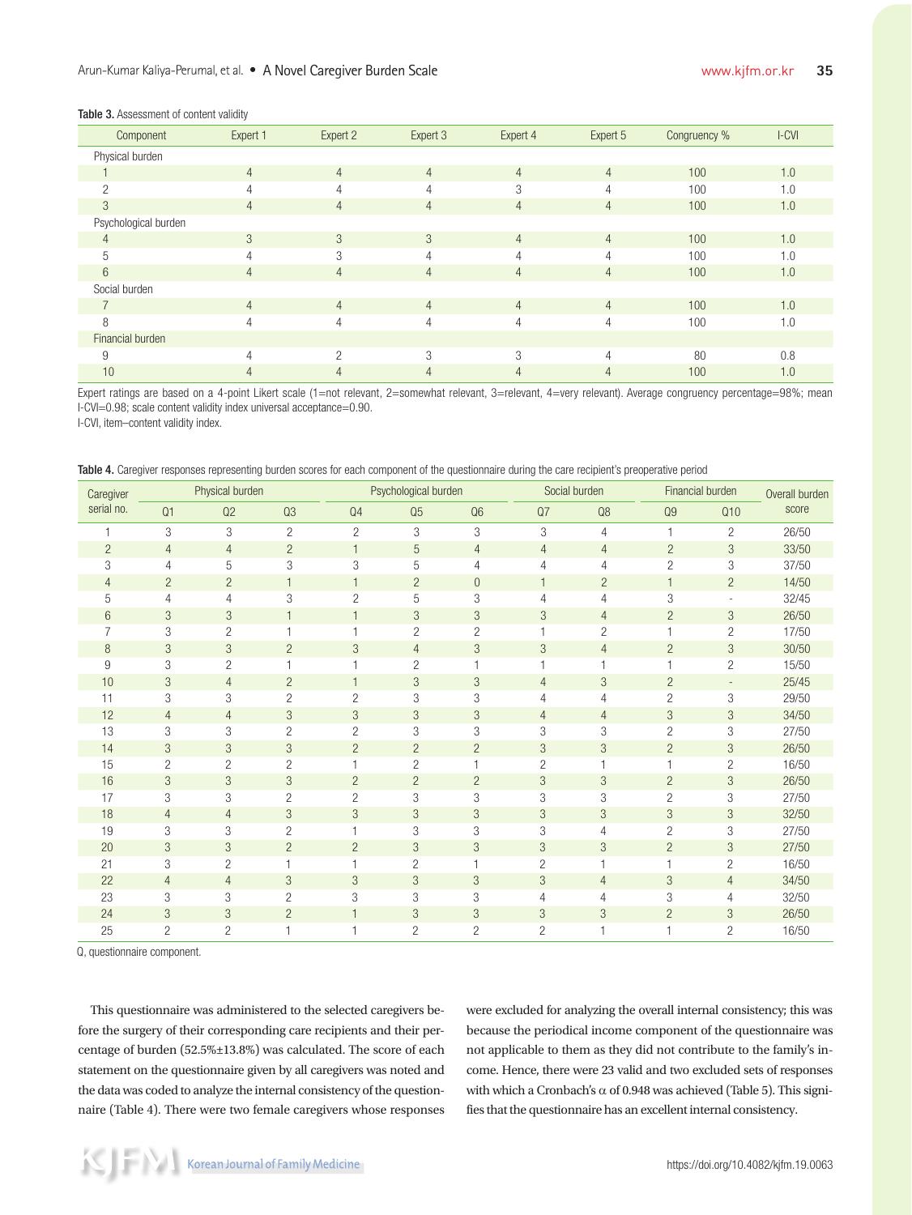**Table 3.** Assessment of content validity

| Component | Expert 1 | Expert 2 | Expert 3 | Expert 4 | Expert 5 | Congruency % | I-CVI |
|---|---|---|---|---|---|---|---|
| Physical burden | | | | | | | |
| 1 | 4 | 4 | 4 | 4 | 4 | 100 | 1.0 |
| 2 | 4 | 4 | 4 | 3 | 4 | 100 | 1.0 |
| 3 | 4 | 4 | 4 | 4 | 4 | 100 | 1.0 |
| Psychological burden | | | | | | | |
| 4 | 3 | 3 | 3 | 4 | 4 | 100 | 1.0 |
| 5 | 4 | 3 | 4 | 4 | 4 | 100 | 1.0 |
| 6 | 4 | 4 | 4 | 4 | 4 | 100 | 1.0 |
| Social burden | | | | | | | |
| 7 | 4 | 4 | 4 | 4 | 4 | 100 | 1.0 |
| 8 | 4 | 4 | 4 | 4 | 4 | 100 | 1.0 |
| Financial burden | | | | | | | |
| 9 | 4 | 2 | 3 | 3 | 4 | 80 | 0.8 |
| 10 | 4 | 4 | 4 | 4 | 4 | 100 | 1.0 |

Expert ratings are based on a 4-point Likert scale (1=not relevant, 2=somewhat relevant, 3=relevant, 4=very relevant). Average congruency percentage=98%; mean I-CVI=0.98; scale content validity index universal acceptance=0.90.
I-CVI, item–content validity index.

**Table 4.** Caregiver responses representing burden scores for each component of the questionnaire during the care recipient's preoperative period

| Caregiver serial no. | Physical burden | | | Psychological burden | | | Social burden | | Financial burden | | Overall burden score |
|---|---|---|---|---|---|---|---|---|---|---|---|
| | Q1 | Q2 | Q3 | Q4 | Q5 | Q6 | Q7 | Q8 | Q9 | Q10 | |
| 1 | 3 | 3 | 2 | 2 | 3 | 3 | 3 | 4 | 1 | 2 | 26/50 |
| 2 | 4 | 4 | 2 | 1 | 5 | 4 | 4 | 4 | 2 | 3 | 33/50 |
| 3 | 4 | 5 | 3 | 3 | 5 | 4 | 4 | 4 | 2 | 3 | 37/50 |
| 4 | 2 | 2 | 1 | 1 | 2 | 0 | 1 | 2 | 1 | 2 | 14/50 |
| 5 | 4 | 4 | 3 | 2 | 5 | 3 | 4 | 4 | 3 | - | 32/45 |
| 6 | 3 | 3 | 1 | 1 | 3 | 3 | 3 | 4 | 2 | 3 | 26/50 |
| 7 | 3 | 2 | 1 | 1 | 2 | 2 | 1 | 2 | 1 | 2 | 17/50 |
| 8 | 3 | 3 | 2 | 3 | 4 | 3 | 3 | 4 | 2 | 3 | 30/50 |
| 9 | 3 | 2 | 1 | 1 | 2 | 1 | 1 | 1 | 1 | 2 | 15/50 |
| 10 | 3 | 4 | 2 | 1 | 3 | 3 | 4 | 3 | 2 | - | 25/45 |
| 11 | 3 | 3 | 2 | 2 | 3 | 3 | 4 | 4 | 2 | 3 | 29/50 |
| 12 | 4 | 4 | 3 | 3 | 3 | 3 | 4 | 4 | 3 | 3 | 34/50 |
| 13 | 3 | 3 | 2 | 2 | 3 | 3 | 3 | 3 | 2 | 3 | 27/50 |
| 14 | 3 | 3 | 3 | 2 | 2 | 2 | 3 | 3 | 2 | 3 | 26/50 |
| 15 | 2 | 2 | 2 | 1 | 2 | 1 | 2 | 1 | 1 | 2 | 16/50 |
| 16 | 3 | 3 | 3 | 2 | 2 | 2 | 3 | 3 | 2 | 3 | 26/50 |
| 17 | 3 | 3 | 2 | 2 | 3 | 3 | 3 | 3 | 2 | 3 | 27/50 |
| 18 | 4 | 4 | 3 | 3 | 3 | 3 | 3 | 3 | 3 | 3 | 32/50 |
| 19 | 3 | 3 | 2 | 1 | 3 | 3 | 3 | 4 | 2 | 3 | 27/50 |
| 20 | 3 | 3 | 2 | 2 | 3 | 3 | 3 | 3 | 2 | 3 | 27/50 |
| 21 | 3 | 2 | 1 | 1 | 2 | 1 | 2 | 1 | 1 | 2 | 16/50 |
| 22 | 4 | 4 | 3 | 3 | 3 | 3 | 3 | 4 | 3 | 4 | 34/50 |
| 23 | 3 | 3 | 2 | 3 | 3 | 3 | 4 | 4 | 3 | 4 | 32/50 |
| 24 | 3 | 3 | 2 | 1 | 3 | 3 | 3 | 3 | 2 | 3 | 26/50 |
| 25 | 2 | 2 | 1 | 1 | 2 | 2 | 2 | 1 | 1 | 2 | 16/50 |

Q, questionnaire component.

This questionnaire was administered to the selected caregivers before the surgery of their corresponding care recipients and their percentage of burden (52.5%±13.8%) was calculated. The score of each statement on the questionnaire given by all caregivers was noted and the data was coded to analyze the internal consistency of the questionnaire (Table 4). There were two female caregivers whose responses were excluded for analyzing the overall internal consistency; this was because the periodical income component of the questionnaire was not applicable to them as they did not contribute to the family's income. Hence, there were 23 valid and two excluded sets of responses with which a Cronbach's $\alpha$ of 0.948 was achieved (Table 5). This signifies that the questionnaire has an excellent internal consistency.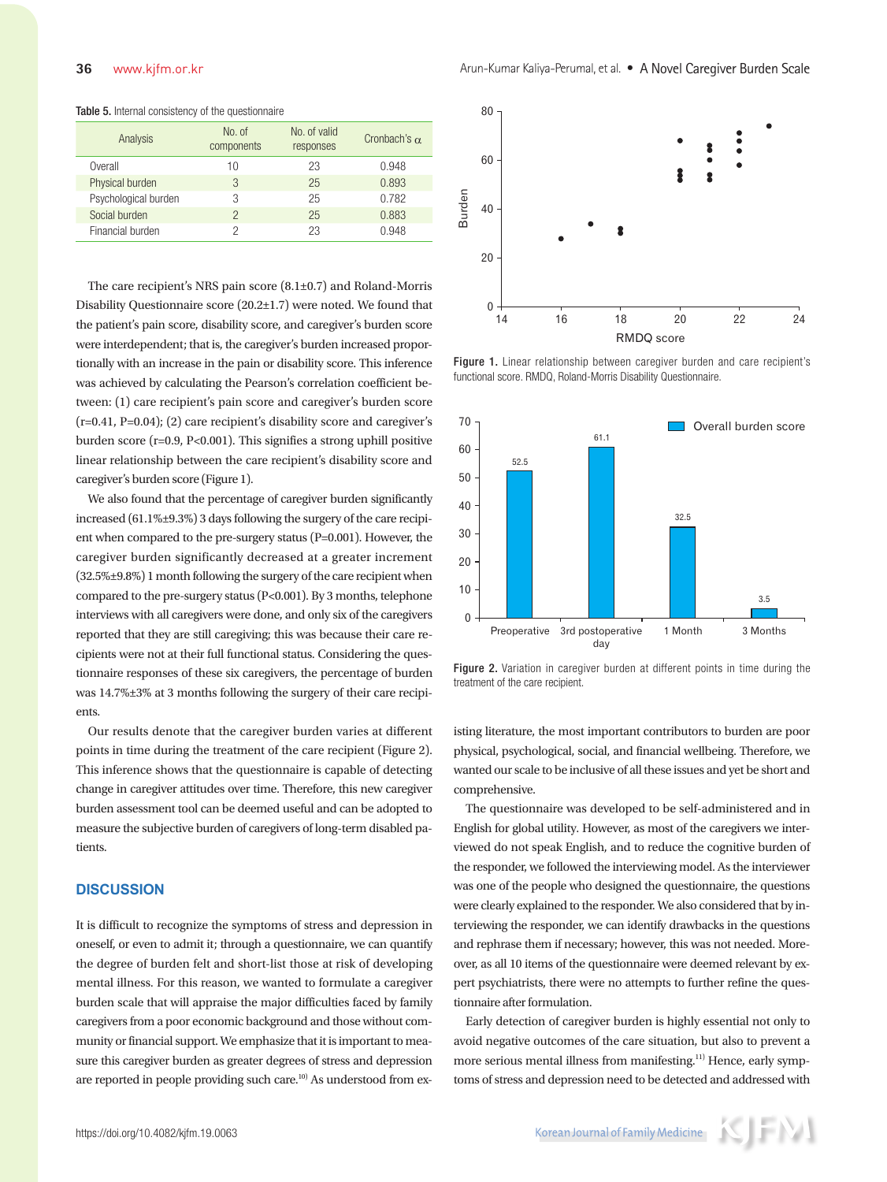Table 5. Internal consistency of the questionnaire

| Analysis | No. of components | No. of valid responses | Cronbach's α |
|---|---|---|---|
| Overall | 10 | 23 | 0.948 |
| Physical burden | 3 | 25 | 0.893 |
| Psychological burden | 3 | 25 | 0.782 |
| Social burden | 2 | 25 | 0.883 |
| Financial burden | 2 | 23 | 0.948 |

The care recipient's NRS pain score (8.1±0.7) and Roland-Morris Disability Questionnaire score (20.2±1.7) were noted. We found that the patient's pain score, disability score, and caregiver's burden score were interdependent; that is, the caregiver's burden increased proportionally with an increase in the pain or disability score. This inference was achieved by calculating the Pearson's correlation coefficient between: (1) care recipient's pain score and caregiver's burden score (r=0.41, P=0.04); (2) care recipient's disability score and caregiver's burden score (r=0.9, P<0.001). This signifies a strong uphill positive linear relationship between the care recipient's disability score and caregiver's burden score (Figure 1).

We also found that the percentage of caregiver burden significantly increased (61.1%±9.3%) 3 days following the surgery of the care recipient when compared to the pre-surgery status (P=0.001). However, the caregiver burden significantly decreased at a greater increment (32.5%±9.8%) 1 month following the surgery of the care recipient when compared to the pre-surgery status (P<0.001). By 3 months, telephone interviews with all caregivers were done, and only six of the caregivers reported that they are still caregiving; this was because their care recipients were not at their full functional status. Considering the questionnaire responses of these six caregivers, the percentage of burden was 14.7%±3% at 3 months following the surgery of their care recipients.

Our results denote that the caregiver burden varies at different points in time during the treatment of the care recipient (Figure 2). This inference shows that the questionnaire is capable of detecting change in caregiver attitudes over time. Therefore, this new caregiver burden assessment tool can be deemed useful and can be adopted to measure the subjective burden of caregivers of long-term disabled patients.

Figure 1. Linear relationship between caregiver burden and care recipient's functional score. RMDQ, Roland-Morris Disability Questionnaire.

Figure 2. Variation in caregiver burden at different points in time during the treatment of the care recipient.

## DISCUSSION

It is difficult to recognize the symptoms of stress and depression in oneself, or even to admit it; through a questionnaire, we can quantify the degree of burden felt and short-list those at risk of developing mental illness. For this reason, we wanted to formulate a caregiver burden scale that will appraise the major difficulties faced by family caregivers from a poor economic background and those without community or financial support. We emphasize that it is important to measure this caregiver burden as greater degrees of stress and depression are reported in people providing such care.[10] As understood from existing literature, the most important contributors to burden are poor physical, psychological, social, and financial wellbeing. Therefore, we wanted our scale to be inclusive of all these issues and yet be short and comprehensive.

The questionnaire was developed to be self-administered and in English for global utility. However, as most of the caregivers we interviewed do not speak English, and to reduce the cognitive burden of the responder, we followed the interviewing model. As the interviewer was one of the people who designed the questionnaire, the questions were clearly explained to the responder. We also considered that by interviewing the responder, we can identify drawbacks in the questions and rephrase them if necessary; however, this was not needed. Moreover, as all 10 items of the questionnaire were deemed relevant by expert psychiatrists, there were no attempts to further refine the questionnaire after formulation.

Early detection of caregiver burden is highly essential not only to avoid negative outcomes of the care situation, but also to prevent a more serious mental illness from manifesting.[11] Hence, early symptoms of stress and depression need to be detected and addressed with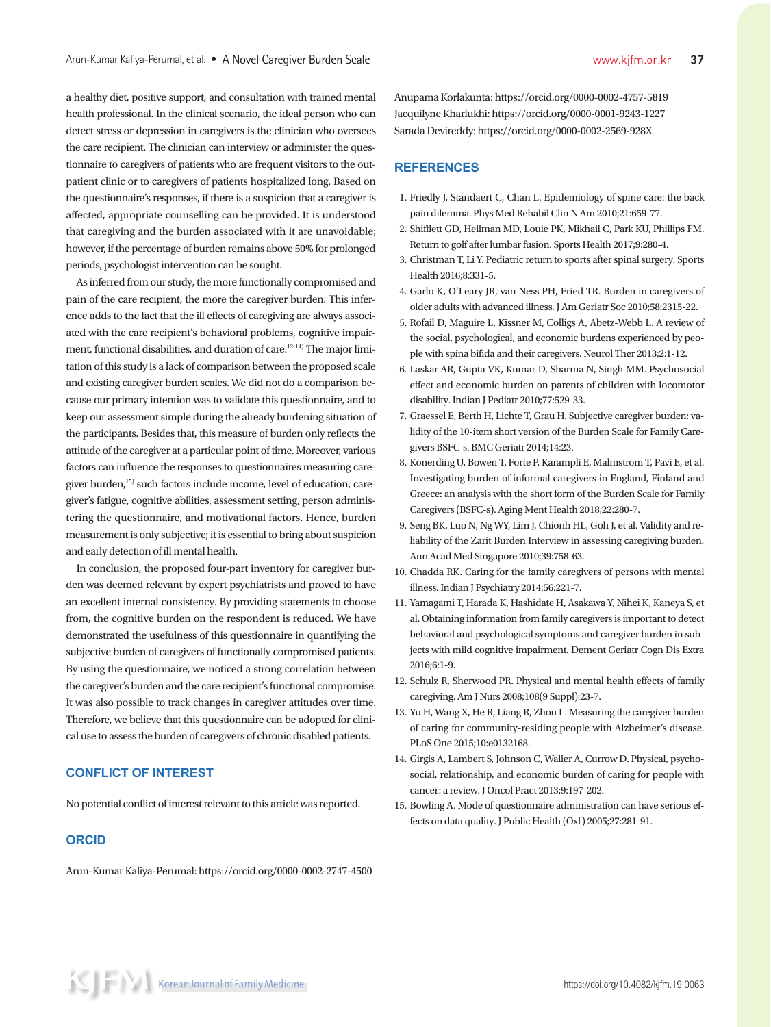a healthy diet, positive support, and consultation with trained mental health professional. In the clinical scenario, the ideal person who can detect stress or depression in caregivers is the clinician who oversees the care recipient. The clinician can interview or administer the questionnaire to caregivers of patients who are frequent visitors to the outpatient clinic or to caregivers of patients hospitalized long. Based on the questionnaire's responses, if there is a suspicion that a caregiver is affected, appropriate counselling can be provided. It is understood that caregiving and the burden associated with it are unavoidable; however, if the percentage of burden remains above 50% for prolonged periods, psychologist intervention can be sought.

As inferred from our study, the more functionally compromised and pain of the care recipient, the more the caregiver burden. This inference adds to the fact that the ill effects of caregiving are always associated with the care recipient's behavioral problems, cognitive impairment, functional disabilities, and duration of care.[12-14] The major limitation of this study is a lack of comparison between the proposed scale and existing caregiver burden scales. We did not do a comparison because our primary intention was to validate this questionnaire, and to keep our assessment simple during the already burdening situation of the participants. Besides that, this measure of burden only reflects the attitude of the caregiver at a particular point of time. Moreover, various factors can influence the responses to questionnaires measuring caregiver burden,[15] such factors include income, level of education, caregiver's fatigue, cognitive abilities, assessment setting, person administering the questionnaire, and motivational factors. Hence, burden measurement is only subjective; it is essential to bring about suspicion and early detection of ill mental health.

In conclusion, the proposed four-part inventory for caregiver burden was deemed relevant by expert psychiatrists and proved to have an excellent internal consistency. By providing statements to choose from, the cognitive burden on the respondent is reduced. We have demonstrated the usefulness of this questionnaire in quantifying the subjective burden of caregivers of functionally compromised patients. By using the questionnaire, we noticed a strong correlation between the caregiver's burden and the care recipient's functional compromise. It was also possible to track changes in caregiver attitudes over time. Therefore, we believe that this questionnaire can be adopted for clinical use to assess the burden of caregivers of chronic disabled patients.

## CONFLICT OF INTEREST

No potential conflict of interest relevant to this article was reported.

## ORCID

Arun-Kumar Kaliya-Perumal: https://orcid.org/0000-0002-2747-4500
Anupama Korlakunta: https://orcid.org/0000-0002-4757-5819
Jacquilyne Kharlukhi: https://orcid.org/0000-0001-9243-1227
Sarada Devireddy: https://orcid.org/0000-0002-2569-928X

## REFERENCES

1. Friedly J, Standaert C, Chan L. Epidemiology of spine care: the back pain dilemma. Phys Med Rehabil Clin N Am 2010;21:659-77.
2. Shifflett GD, Hellman MD, Louie PK, Mikhail C, Park KU, Phillips FM. Return to golf after lumbar fusion. Sports Health 2017;9:280-4.
3. Christman T, Li Y. Pediatric return to sports after spinal surgery. Sports Health 2016;8:331-5.
4. Garlo K, O'Leary JR, van Ness PH, Fried TR. Burden in caregivers of older adults with advanced illness. J Am Geriatr Soc 2010;58:2315-22.
5. Rofail D, Maguire L, Kissner M, Colligs A, Abetz-Webb L. A review of the social, psychological, and economic burdens experienced by people with spina bifida and their caregivers. Neurol Ther 2013;2:1-12.
6. Laskar AR, Gupta VK, Kumar D, Sharma N, Singh MM. Psychosocial effect and economic burden on parents of children with locomotor disability. Indian J Pediatr 2010;77:529-33.
7. Graessel E, Berth H, Lichte T, Grau H. Subjective caregiver burden: validity of the 10-item short version of the Burden Scale for Family Caregivers BSFC-s. BMC Geriatr 2014;14:23.
8. Konerding U, Bowen T, Forte P, Karampli E, Malmstrom T, Pavi E, et al. Investigating burden of informal caregivers in England, Finland and Greece: an analysis with the short form of the Burden Scale for Family Caregivers (BSFC-s). Aging Ment Health 2018;22:280-7.
9. Seng BK, Luo N, Ng WY, Lim J, Chionh HL, Goh J, et al. Validity and reliability of the Zarit Burden Interview in assessing caregiving burden. Ann Acad Med Singapore 2010;39:758-63.
10. Chadda RK. Caring for the family caregivers of persons with mental illness. Indian J Psychiatry 2014;56:221-7.
11. Yamagami T, Harada K, Hashidate H, Asakawa Y, Nihei K, Kaneya S, et al. Obtaining information from family caregivers is important to detect behavioral and psychological symptoms and caregiver burden in subjects with mild cognitive impairment. Dement Geriatr Cogn Dis Extra 2016;6:1-9.
12. Schulz R, Sherwood PR. Physical and mental health effects of family caregiving. Am J Nurs 2008;108(9 Suppl):23-7.
13. Yu H, Wang X, He R, Liang R, Zhou L. Measuring the caregiver burden of caring for community-residing people with Alzheimer's disease. PLoS One 2015;10:e0132168.
14. Girgis A, Lambert S, Johnson C, Waller A, Currow D. Physical, psychosocial, relationship, and economic burden of caring for people with cancer: a review. J Oncol Pract 2013;9:197-202.
15. Bowling A. Mode of questionnaire administration can have serious effects on data quality. J Public Health (Oxf) 2005;27:281-91.